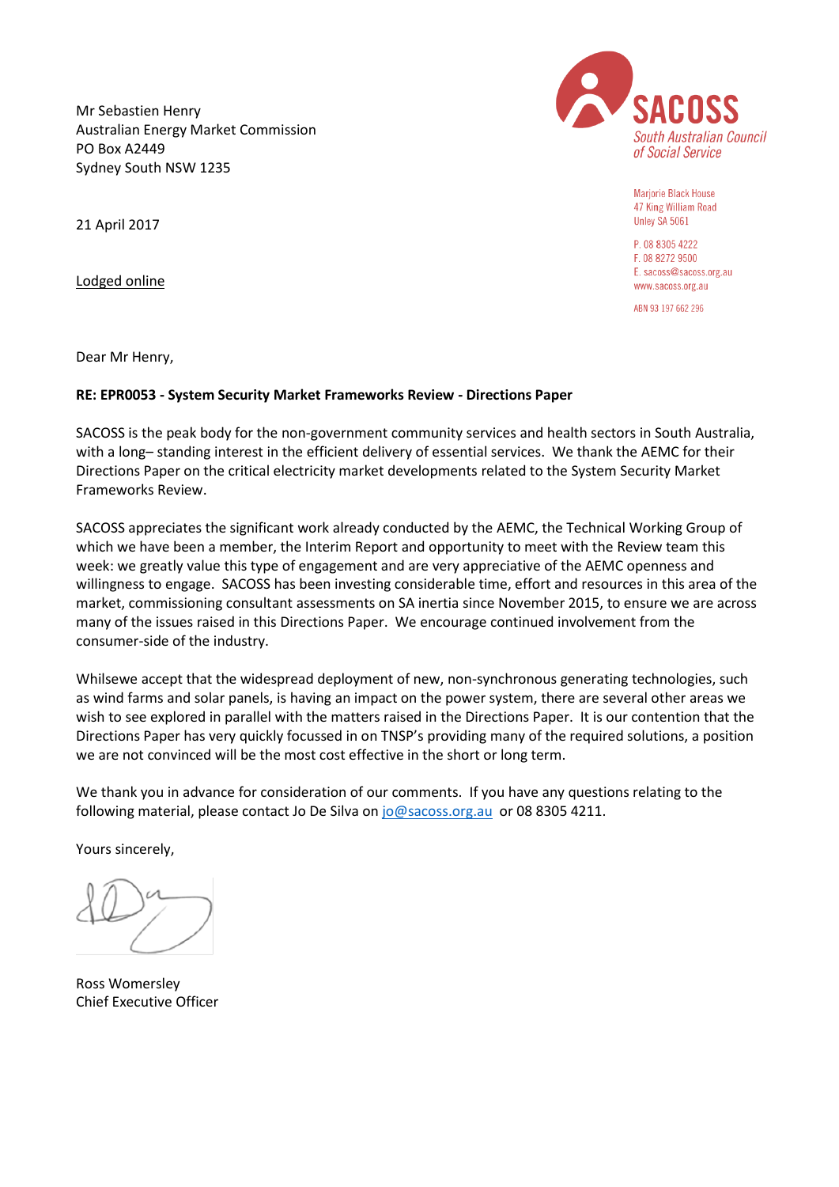Mr Sebastien Henry
Australian Energy Market Commission
PO Box A2449
Sydney South NSW 1235

SACOSS
South Australian Council of Social Service

Marjorie Black House
47 King William Road
Unley SA 5061

P. 08 8305 4222
F. 08 8272 9500
E. sacoss@sacoss.org.au
www.sacoss.org.au

ABN 93 197 662 296

21 April 2017

Lodged online

Dear Mr Henry,

**RE: EPR0053 - System Security Market Frameworks Review - Directions Paper**

SACOSS is the peak body for the non-government community services and health sectors in South Australia, with a long– standing interest in the efficient delivery of essential services. We thank the AEMC for their Directions Paper on the critical electricity market developments related to the System Security Market Frameworks Review.

SACOSS appreciates the significant work already conducted by the AEMC, the Technical Working Group of which we have been a member, the Interim Report and opportunity to meet with the Review team this week: we greatly value this type of engagement and are very appreciative of the AEMC openness and willingness to engage. SACOSS has been investing considerable time, effort and resources in this area of the market, commissioning consultant assessments on SA inertia since November 2015, to ensure we are across many of the issues raised in this Directions Paper. We encourage continued involvement from the consumer-side of the industry.

Whilsewe accept that the widespread deployment of new, non-synchronous generating technologies, such as wind farms and solar panels, is having an impact on the power system, there are several other areas we wish to see explored in parallel with the matters raised in the Directions Paper. It is our contention that the Directions Paper has very quickly focussed in on TNSP's providing many of the required solutions, a position we are not convinced will be the most cost effective in the short or long term.

We thank you in advance for consideration of our comments. If you have any questions relating to the following material, please contact Jo De Silva on jo@sacoss.org.au or 08 8305 4211.

Yours sincerely,

Ross Womersley
Chief Executive Officer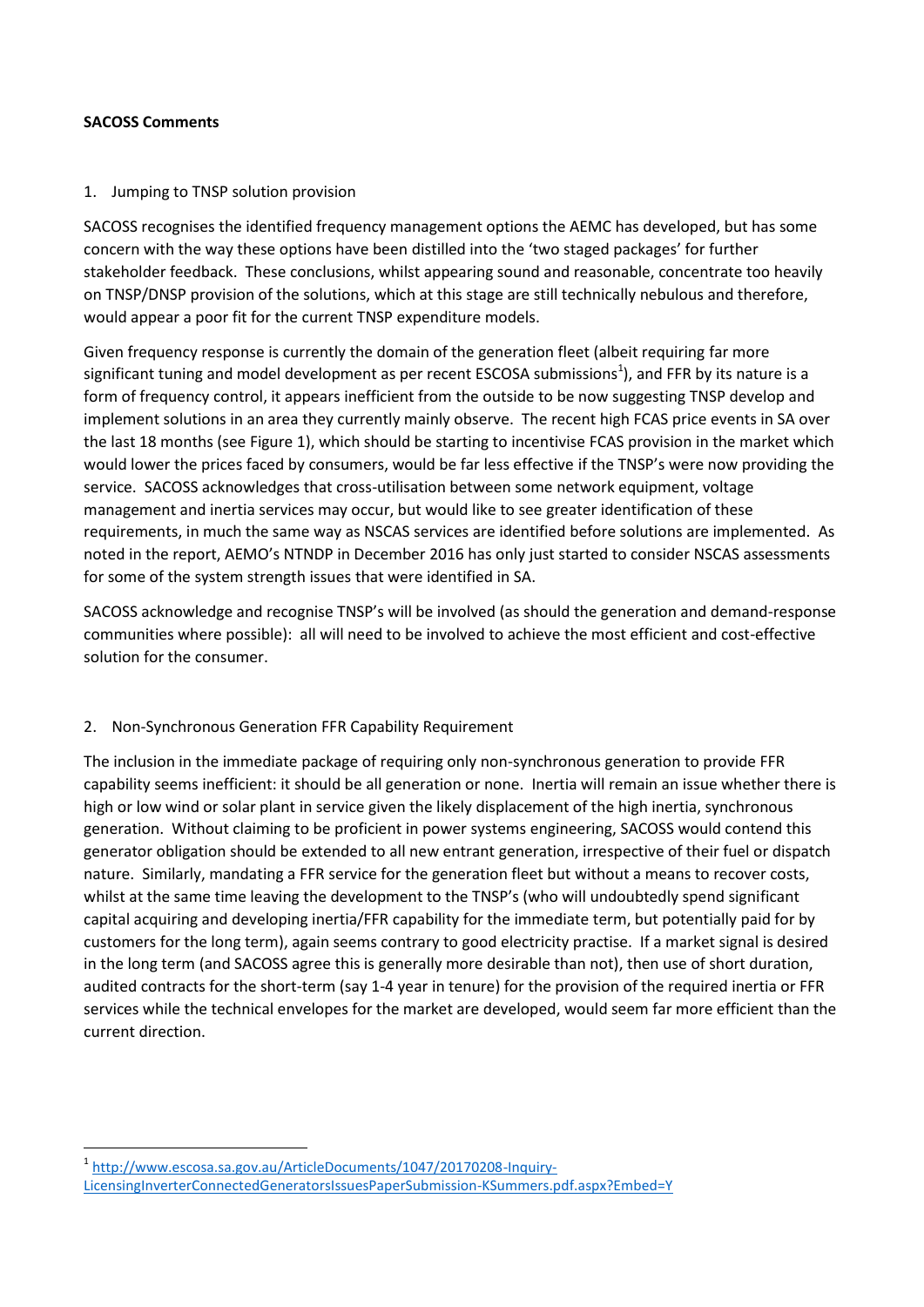**SACOSS Comments**

1. Jumping to TNSP solution provision

SACOSS recognises the identified frequency management options the AEMC has developed, but has some concern with the way these options have been distilled into the 'two staged packages' for further stakeholder feedback. These conclusions, whilst appearing sound and reasonable, concentrate too heavily on TNSP/DNSP provision of the solutions, which at this stage are still technically nebulous and therefore, would appear a poor fit for the current TNSP expenditure models.

Given frequency response is currently the domain of the generation fleet (albeit requiring far more significant tuning and model development as per recent ESCOSA submissions[1]), and FFR by its nature is a form of frequency control, it appears inefficient from the outside to be now suggesting TNSP develop and implement solutions in an area they currently mainly observe. The recent high FCAS price events in SA over the last 18 months (see Figure 1), which should be starting to incentivise FCAS provision in the market which would lower the prices faced by consumers, would be far less effective if the TNSP's were now providing the service. SACOSS acknowledges that cross-utilisation between some network equipment, voltage management and inertia services may occur, but would like to see greater identification of these requirements, in much the same way as NSCAS services are identified before solutions are implemented. As noted in the report, AEMO's NTNDP in December 2016 has only just started to consider NSCAS assessments for some of the system strength issues that were identified in SA.

SACOSS acknowledge and recognise TNSP's will be involved (as should the generation and demand-response communities where possible): all will need to be involved to achieve the most efficient and cost-effective solution for the consumer.

2. Non-Synchronous Generation FFR Capability Requirement

The inclusion in the immediate package of requiring only non-synchronous generation to provide FFR capability seems inefficient: it should be all generation or none. Inertia will remain an issue whether there is high or low wind or solar plant in service given the likely displacement of the high inertia, synchronous generation. Without claiming to be proficient in power systems engineering, SACOSS would contend this generator obligation should be extended to all new entrant generation, irrespective of their fuel or dispatch nature. Similarly, mandating a FFR service for the generation fleet but without a means to recover costs, whilst at the same time leaving the development to the TNSP's (who will undoubtedly spend significant capital acquiring and developing inertia/FFR capability for the immediate term, but potentially paid for by customers for the long term), again seems contrary to good electricity practise. If a market signal is desired in the long term (and SACOSS agree this is generally more desirable than not), then use of short duration, audited contracts for the short-term (say 1-4 year in tenure) for the provision of the required inertia or FFR services while the technical envelopes for the market are developed, would seem far more efficient than the current direction.

[1] http://www.escosa.sa.gov.au/ArticleDocuments/1047/20170208-Inquiry-LicensingInverterConnectedGeneratorsIssuesPaperSubmission-KSummers.pdf.aspx?Embed=Y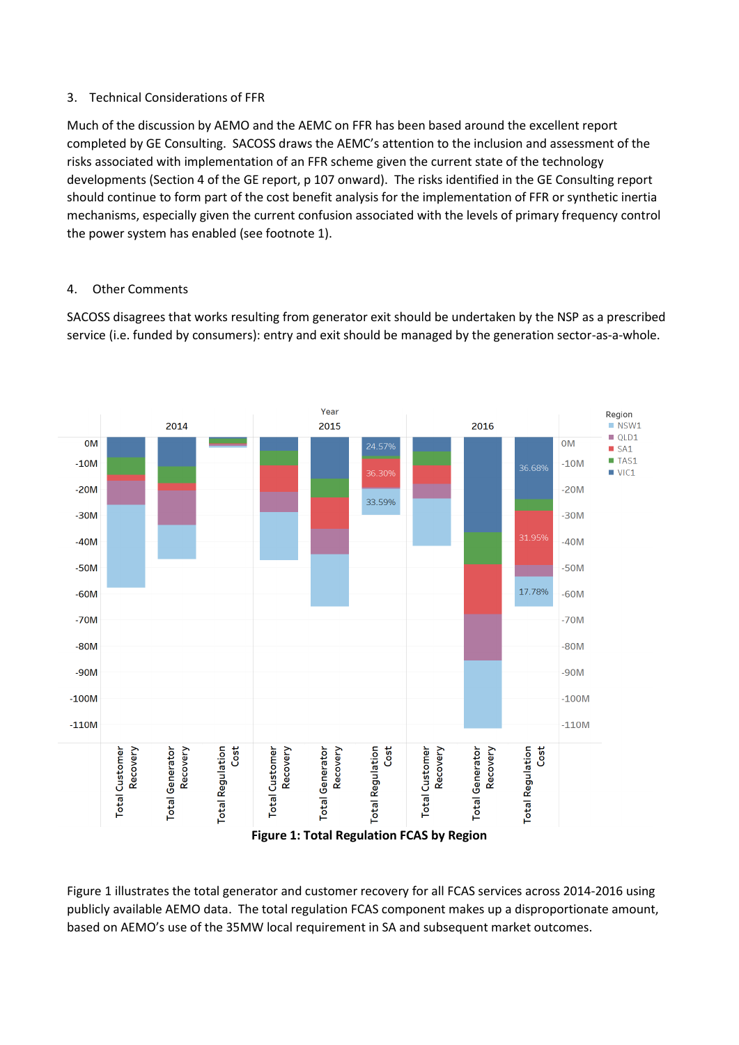## 3. Technical Considerations of FFR

Much of the discussion by AEMO and the AEMC on FFR has been based around the excellent report completed by GE Consulting. SACOSS draws the AEMC's attention to the inclusion and assessment of the risks associated with implementation of an FFR scheme given the current state of the technology developments (Section 4 of the GE report, p 107 onward). The risks identified in the GE Consulting report should continue to form part of the cost benefit analysis for the implementation of FFR or synthetic inertia mechanisms, especially given the current confusion associated with the levels of primary frequency control the power system has enabled (see footnote 1).

## 4. Other Comments

SACOSS disagrees that works resulting from generator exit should be undertaken by the NSP as a prescribed service (i.e. funded by consumers): entry and exit should be managed by the generation sector-as-a-whole.

Year

2014

2015

2016

Region

NSW1

QLD1

SA1

TAS1

VIC1

0M

-10M

-20M

-30M

-40M

-50M

-60M

-70M

-80M

-90M

-100M

-110M

24.57%

36.30%

33.59%

36.68%

31.95%

17.78%

Total Customer Recovery

Total Generator Recovery

Total Regulation Cost

**Figure 1: Total Regulation FCAS by Region**

Figure 1 illustrates the total generator and customer recovery for all FCAS services across 2014-2016 using publicly available AEMO data. The total regulation FCAS component makes up a disproportionate amount, based on AEMO's use of the 35MW local requirement in SA and subsequent market outcomes.